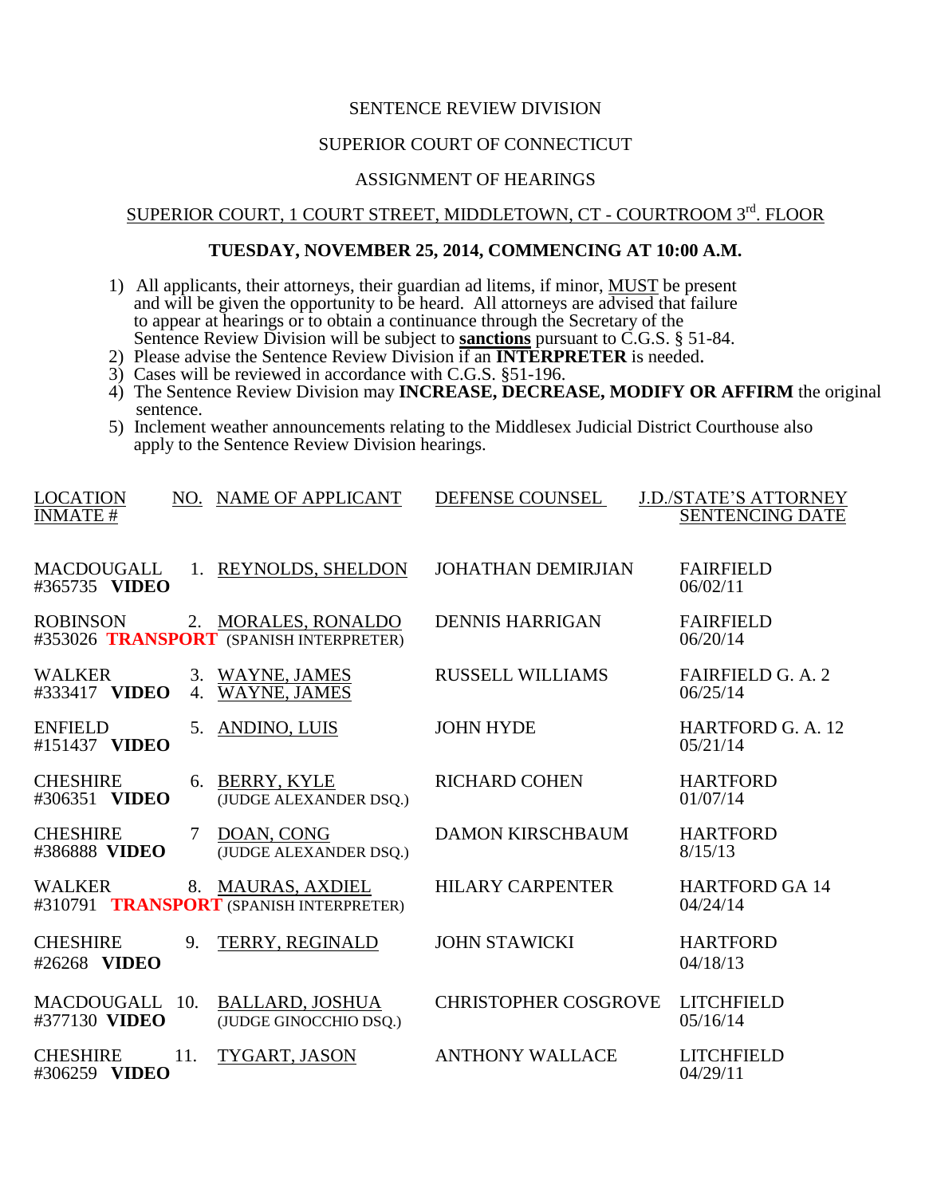SENTENCE REVIEW DIVISION

SUPERIOR COURT OF CONNECTICUT

ASSIGNMENT OF HEARINGS

SUPERIOR COURT, 1 COURT STREET, MIDDLETOWN, CT - COURTROOM 3rd. FLOOR

**TUESDAY, NOVEMBER 25, 2014, COMMENCING AT 10:00 A.M.**

1) All applicants, their attorneys, their guardian ad litems, if minor, MUST be present and will be given the opportunity to be heard. All attorneys are advised that failure to appear at hearings or to obtain a continuance through the Secretary of the Sentence Review Division will be subject to **sanctions** pursuant to C.G.S. § 51-84.
2) Please advise the Sentence Review Division if an **INTERPRETER** is needed.
3) Cases will be reviewed in accordance with C.G.S. §51-196.
4) The Sentence Review Division may **INCREASE, DECREASE, MODIFY OR AFFIRM** the original sentence.
5) Inclement weather announcements relating to the Middlesex Judicial District Courthouse also apply to the Sentence Review Division hearings.

| LOCATION INMATE # | NO. | NAME OF APPLICANT | DEFENSE COUNSEL | J.D./STATE'S ATTORNEY SENTENCING DATE |
|---|---|---|---|---|
| MACDOUGALL #365735 **VIDEO** | 1. | REYNOLDS, SHELDON | JOHATHAN DEMIRJIAN | FAIRFIELD 06/02/11 |
| ROBINSON #353026 **TRANSPORT** | 2. | MORALES, RONALDO (SPANISH INTERPRETER) | DENNIS HARRIGAN | FAIRFIELD 06/20/14 |
| WALKER #333417 **VIDEO** | 3. 4. | WAYNE, JAMES WAYNE, JAMES | RUSSELL WILLIAMS | FAIRFIELD G. A. 2 06/25/14 |
| ENFIELD #151437 **VIDEO** | 5. | ANDINO, LUIS | JOHN HYDE | HARTFORD G. A. 12 05/21/14 |
| CHESHIRE #306351 **VIDEO** | 6. | BERRY, KYLE (JUDGE ALEXANDER DSQ.) | RICHARD COHEN | HARTFORD 01/07/14 |
| CHESHIRE #386888 **VIDEO** | 7 | DOAN, CONG (JUDGE ALEXANDER DSQ.) | DAMON KIRSCHBAUM | HARTFORD 8/15/13 |
| WALKER #310791 **TRANSPORT** | 8. | MAURAS, AXDIEL (SPANISH INTERPRETER) | HILARY CARPENTER | HARTFORD GA 14 04/24/14 |
| CHESHIRE #26268 **VIDEO** | 9. | TERRY, REGINALD | JOHN STAWICKI | HARTFORD 04/18/13 |
| MACDOUGALL #377130 **VIDEO** | 10. | BALLARD, JOSHUA (JUDGE GINOCCHIO DSQ.) | CHRISTOPHER COSGROVE | LITCHFIELD 05/16/14 |
| CHESHIRE #306259 **VIDEO** | 11. | TYGART, JASON | ANTHONY WALLACE | LITCHFIELD 04/29/11 |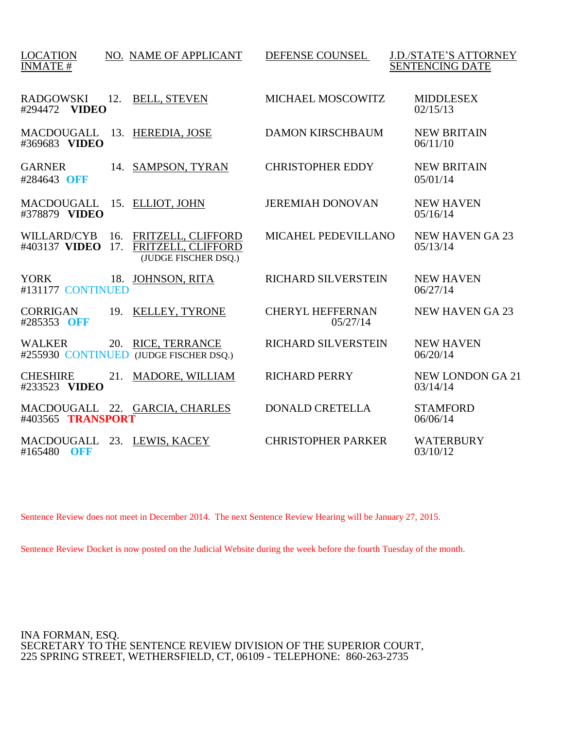| LOCATION INMATE # | NO. | NAME OF APPLICANT | DEFENSE COUNSEL | J.D./STATE'S ATTORNEY SENTENCING DATE |
|---|---|---|---|---|
| RADGOWSKI #294472 **VIDEO** | 12. | BELL, STEVEN | MICHAEL MOSCOWITZ | MIDDLESEX 02/15/13 |
| MACDOUGALL #369683 **VIDEO** | 13. | HEREDIA, JOSE | DAMON KIRSCHBAUM | NEW BRITAIN 06/11/10 |
| GARNER #284643 **OFF** | 14. | SAMPSON, TYRAN | CHRISTOPHER EDDY | NEW BRITAIN 05/01/14 |
| MACDOUGALL #378879 **VIDEO** | 15. | ELLIOT, JOHN | JEREMIAH DONOVAN | NEW HAVEN 05/16/14 |
| WILLARD/CYB #403137 **VIDEO** | 16. 17. | FRITZELL, CLIFFORD FRITZELL, CLIFFORD (JUDGE FISCHER DSQ.) | MICAHEL PEDEVILLANO | NEW HAVEN GA 23 05/13/14 |
| YORK #131177 CONTINUED | 18. | JOHNSON, RITA | RICHARD SILVERSTEIN | NEW HAVEN 06/27/14 |
| CORRIGAN #285353 **OFF** | 19. | KELLEY, TYRONE | CHERYL HEFFERNAN 05/27/14 | NEW HAVEN GA 23 |
| WALKER #255930 CONTINUED | 20. | RICE, TERRANCE (JUDGE FISCHER DSQ.) | RICHARD SILVERSTEIN | NEW HAVEN 06/20/14 |
| CHESHIRE #233523 **VIDEO** | 21. | MADORE, WILLIAM | RICHARD PERRY | NEW LONDON GA 21 03/14/14 |
| MACDOUGALL #403565 **TRANSPORT** | 22. | GARCIA, CHARLES | DONALD CRETELLA | STAMFORD 06/06/14 |
| MACDOUGALL #165480 **OFF** | 23. | LEWIS, KACEY | CHRISTOPHER PARKER | WATERBURY 03/10/12 |

Sentence Review does not meet in December 2014. The next Sentence Review Hearing will be January 27, 2015.

Sentence Review Docket is now posted on the Judicial Website during the week before the fourth Tuesday of the month.

INA FORMAN, ESQ.
SECRETARY TO THE SENTENCE REVIEW DIVISION OF THE SUPERIOR COURT,
225 SPRING STREET, WETHERSFIELD, CT, 06109 - TELEPHONE: 860-263-2735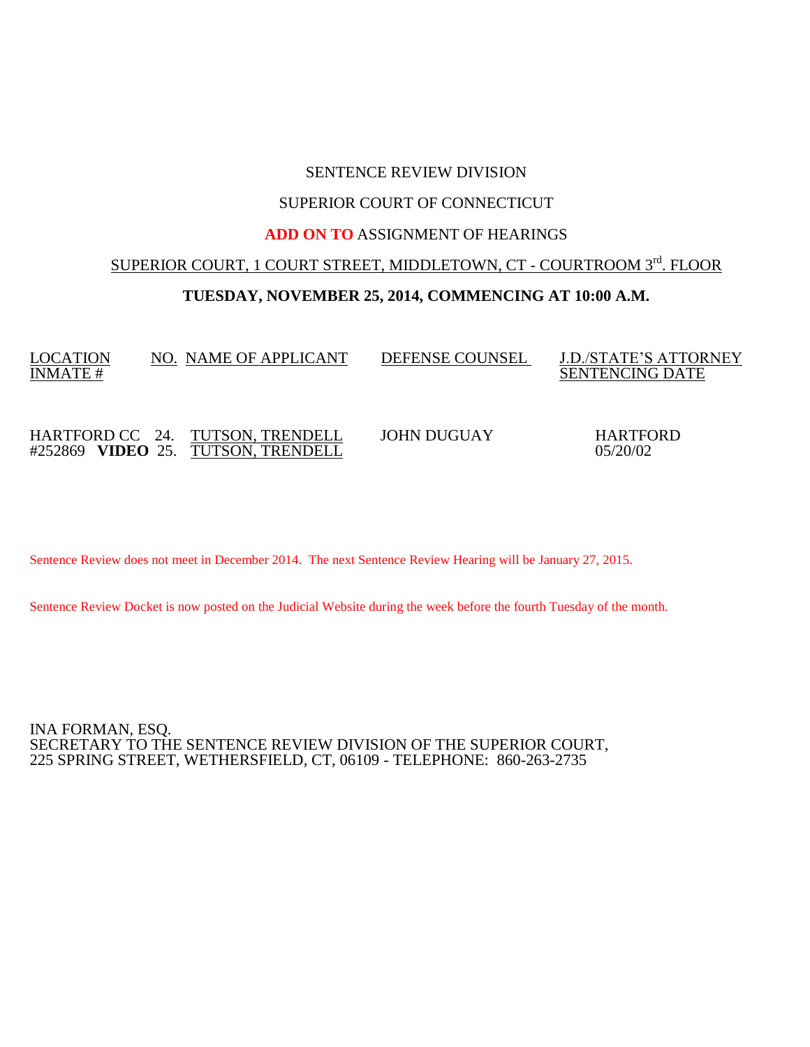SENTENCE REVIEW DIVISION

SUPERIOR COURT OF CONNECTICUT

**ADD ON TO** ASSIGNMENT OF HEARINGS

SUPERIOR COURT, 1 COURT STREET, MIDDLETOWN, CT - COURTROOM 3rd. FLOOR

**TUESDAY, NOVEMBER 25, 2014, COMMENCING AT 10:00 A.M.**

| LOCATION INMATE # | NO. | NAME OF APPLICANT | DEFENSE COUNSEL | J.D./STATE'S ATTORNEY SENTENCING DATE |
|---|---|---|---|---|
| HARTFORD CC | 24. | TUTSON, TRENDELL | JOHN DUGUAY | HARTFORD |
| #252869 **VIDEO** | 25. | TUTSON, TRENDELL | | 05/20/02 |

Sentence Review does not meet in December 2014. The next Sentence Review Hearing will be January 27, 2015.

Sentence Review Docket is now posted on the Judicial Website during the week before the fourth Tuesday of the month.

INA FORMAN, ESQ.
SECRETARY TO THE SENTENCE REVIEW DIVISION OF THE SUPERIOR COURT,
225 SPRING STREET, WETHERSFIELD, CT, 06109 - TELEPHONE: 860-263-2735